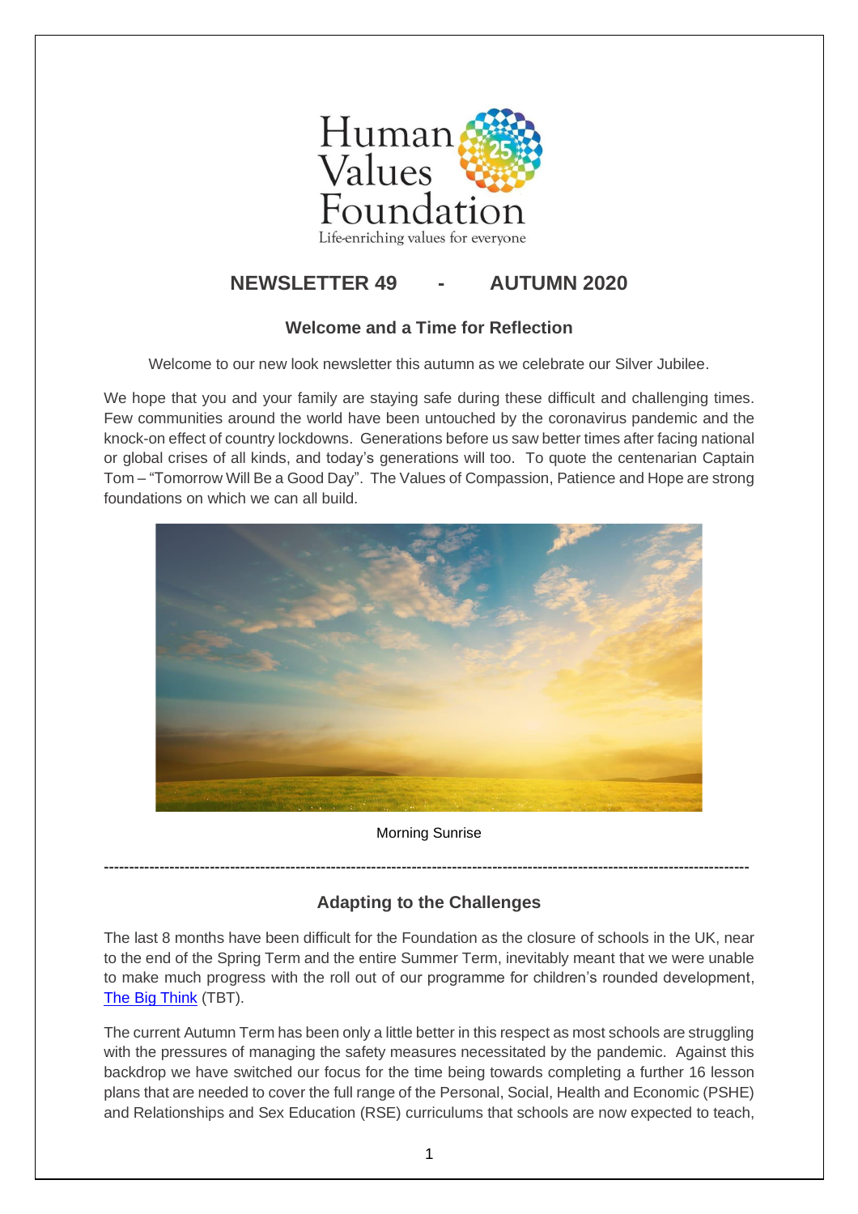Human Values Foundation

Life-enriching values for everyone

# NEWSLETTER 49 - AUTUMN 2020

## Welcome and a Time for Reflection

Welcome to our new look newsletter this autumn as we celebrate our Silver Jubilee.

We hope that you and your family are staying safe during these difficult and challenging times. Few communities around the world have been untouched by the coronavirus pandemic and the knock-on effect of country lockdowns. Generations before us saw better times after facing national or global crises of all kinds, and today's generations will too. To quote the centenarian Captain Tom – "Tomorrow Will Be a Good Day". The Values of Compassion, Patience and Hope are strong foundations on which we can all build.

Morning Sunrise

---

## Adapting to the Challenges

The last 8 months have been difficult for the Foundation as the closure of schools in the UK, near to the end of the Spring Term and the entire Summer Term, inevitably meant that we were unable to make much progress with the roll out of our programme for children's rounded development, [The Big Think](The Big Think) (TBT).

The current Autumn Term has been only a little better in this respect as most schools are struggling with the pressures of managing the safety measures necessitated by the pandemic. Against this backdrop we have switched our focus for the time being towards completing a further 16 lesson plans that are needed to cover the full range of the Personal, Social, Health and Economic (PSHE) and Relationships and Sex Education (RSE) curriculums that schools are now expected to teach,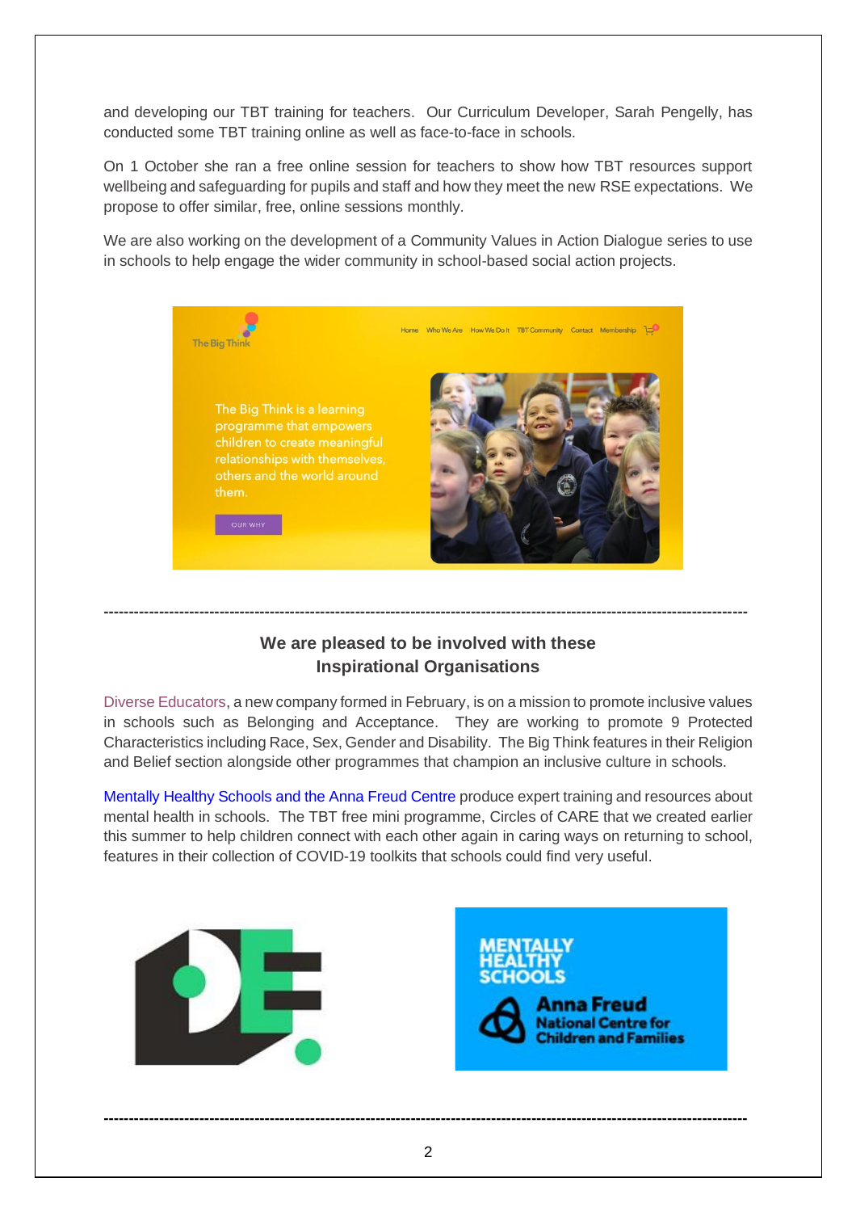and developing our TBT training for teachers. Our Curriculum Developer, Sarah Pengelly, has conducted some TBT training online as well as face-to-face in schools.

On 1 October she ran a free online session for teachers to show how TBT resources support wellbeing and safeguarding for pupils and staff and how they meet the new RSE expectations. We propose to offer similar, free, online sessions monthly.

We are also working on the development of a Community Values in Action Dialogue series to use in schools to help engage the wider community in school-based social action projects.

---

## We are pleased to be involved with these Inspirational Organisations

Diverse Educators, a new company formed in February, is on a mission to promote inclusive values in schools such as Belonging and Acceptance. They are working to promote 9 Protected Characteristics including Race, Sex, Gender and Disability. The Big Think features in their Religion and Belief section alongside other programmes that champion an inclusive culture in schools.

Mentally Healthy Schools and the Anna Freud Centre produce expert training and resources about mental health in schools. The TBT free mini programme, Circles of CARE that we created earlier this summer to help children connect with each other again in caring ways on returning to school, features in their collection of COVID-19 toolkits that schools could find very useful.

---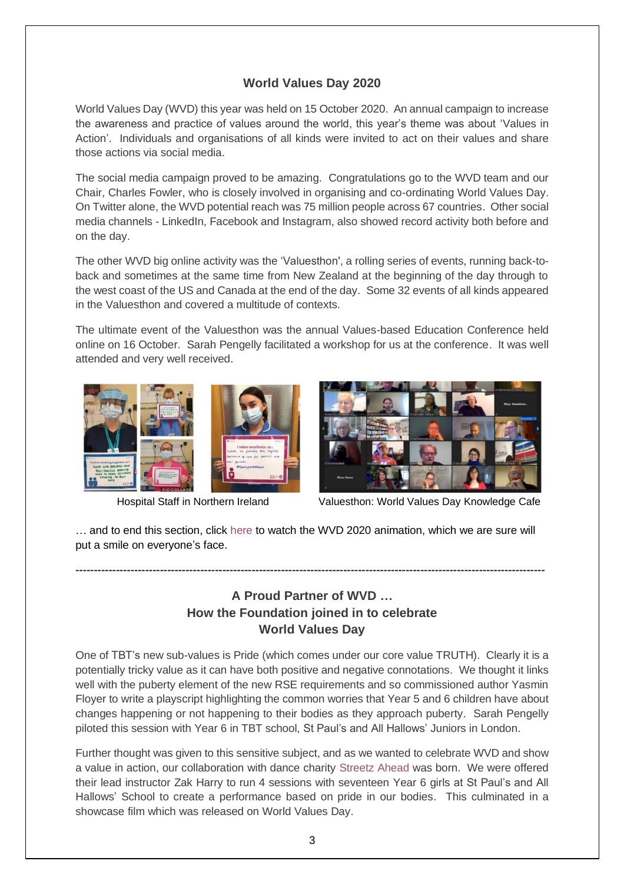## World Values Day 2020

World Values Day (WVD) this year was held on 15 October 2020. An annual campaign to increase the awareness and practice of values around the world, this year's theme was about 'Values in Action'. Individuals and organisations of all kinds were invited to act on their values and share those actions via social media.

The social media campaign proved to be amazing. Congratulations go to the WVD team and our Chair, Charles Fowler, who is closely involved in organising and co-ordinating World Values Day. On Twitter alone, the WVD potential reach was 75 million people across 67 countries. Other social media channels - LinkedIn, Facebook and Instagram, also showed record activity both before and on the day.

The other WVD big online activity was the 'Valuesthon', a rolling series of events, running back-to-back and sometimes at the same time from New Zealand at the beginning of the day through to the west coast of the US and Canada at the end of the day. Some 32 events of all kinds appeared in the Valuesthon and covered a multitude of contexts.

The ultimate event of the Valuesthon was the annual Values-based Education Conference held online on 16 October. Sarah Pengelly facilitated a workshop for us at the conference. It was well attended and very well received.

Hospital Staff in Northern Ireland

Valuesthon: World Values Day Knowledge Cafe

… and to end this section, click here to watch the WVD 2020 animation, which we are sure will put a smile on everyone's face.

---

## A Proud Partner of WVD … How the Foundation joined in to celebrate World Values Day

One of TBT's new sub-values is Pride (which comes under our core value TRUTH). Clearly it is a potentially tricky value as it can have both positive and negative connotations. We thought it links well with the puberty element of the new RSE requirements and so commissioned author Yasmin Floyer to write a playscript highlighting the common worries that Year 5 and 6 children have about changes happening or not happening to their bodies as they approach puberty. Sarah Pengelly piloted this session with Year 6 in TBT school, St Paul's and All Hallows' Juniors in London.

Further thought was given to this sensitive subject, and as we wanted to celebrate WVD and show a value in action, our collaboration with dance charity Streetz Ahead was born. We were offered their lead instructor Zak Harry to run 4 sessions with seventeen Year 6 girls at St Paul's and All Hallows' School to create a performance based on pride in our bodies. This culminated in a showcase film which was released on World Values Day.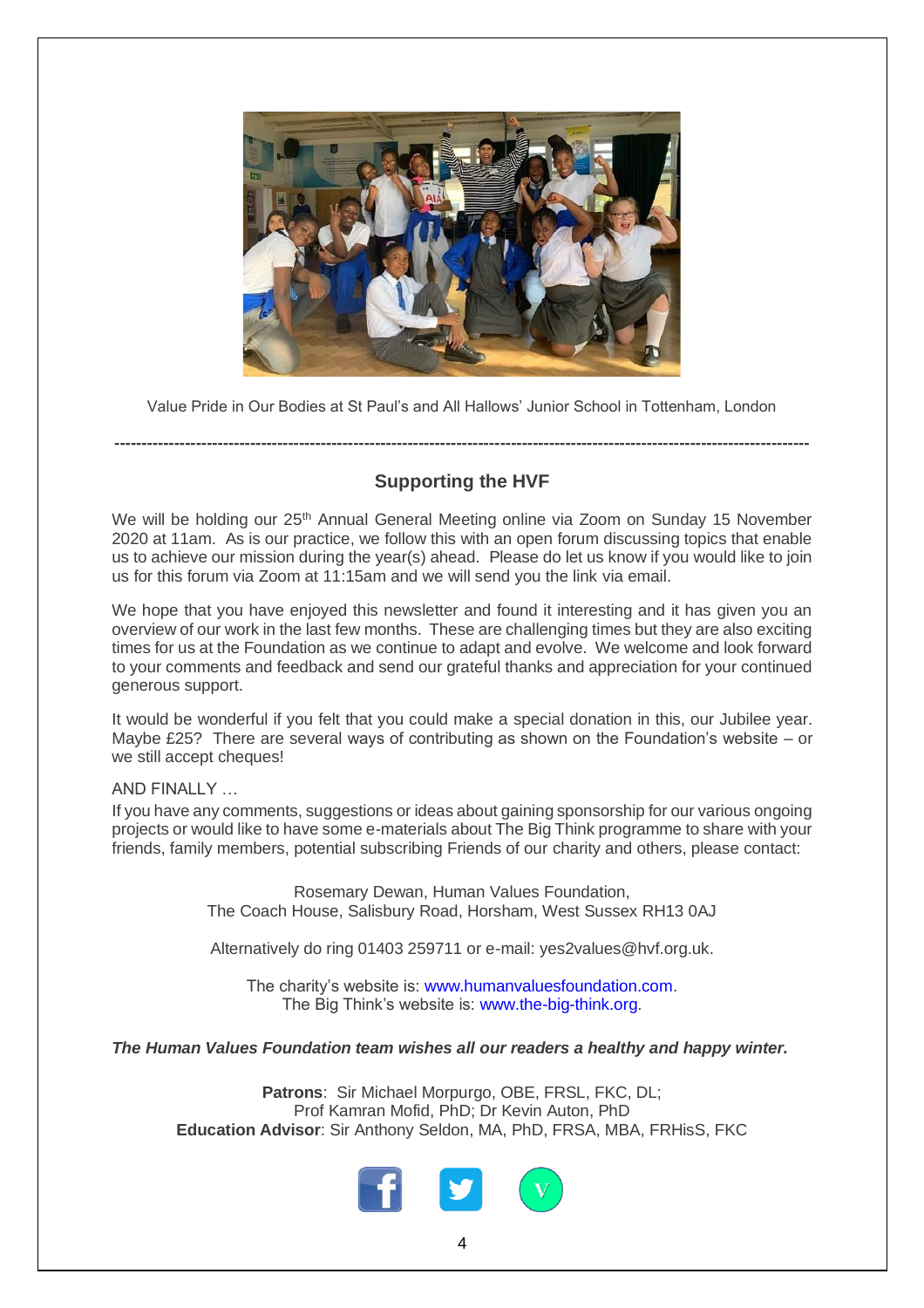Value Pride in Our Bodies at St Paul's and All Hallows' Junior School in Tottenham, London

---

## Supporting the HVF

We will be holding our 25th Annual General Meeting online via Zoom on Sunday 15 November 2020 at 11am. As is our practice, we follow this with an open forum discussing topics that enable us to achieve our mission during the year(s) ahead. Please do let us know if you would like to join us for this forum via Zoom at 11:15am and we will send you the link via email.

We hope that you have enjoyed this newsletter and found it interesting and it has given you an overview of our work in the last few months. These are challenging times but they are also exciting times for us at the Foundation as we continue to adapt and evolve. We welcome and look forward to your comments and feedback and send our grateful thanks and appreciation for your continued generous support.

It would be wonderful if you felt that you could make a special donation in this, our Jubilee year. Maybe £25? There are several ways of contributing as shown on the Foundation's website – or we still accept cheques!

AND FINALLY …
If you have any comments, suggestions or ideas about gaining sponsorship for our various ongoing projects or would like to have some e-materials about The Big Think programme to share with your friends, family members, potential subscribing Friends of our charity and others, please contact:

Rosemary Dewan, Human Values Foundation,
The Coach House, Salisbury Road, Horsham, West Sussex RH13 0AJ

Alternatively do ring 01403 259711 or e-mail: yes2values@hvf.org.uk.

The charity's website is: www.humanvaluesfoundation.com.
The Big Think's website is: www.the-big-think.org.

***The Human Values Foundation team wishes all our readers a healthy and happy winter.***

**Patrons**: Sir Michael Morpurgo, OBE, FRSL, FKC, DL;
Prof Kamran Mofid, PhD; Dr Kevin Auton, PhD
**Education Advisor**: Sir Anthony Seldon, MA, PhD, FRSA, MBA, FRHisS, FKC